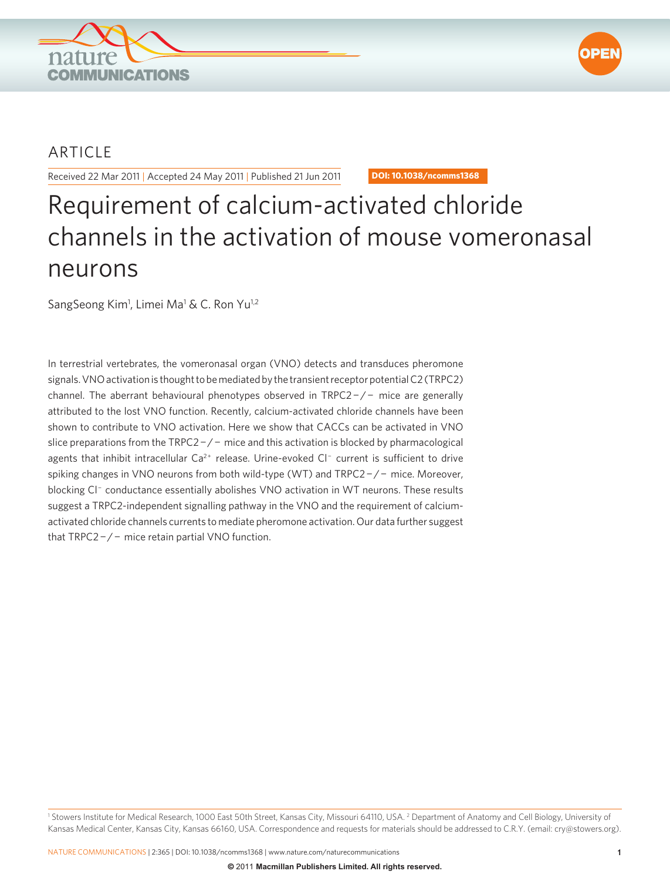ARTICLE

Received 22 Mar 2011 | Accepted 24 May 2011 | Published 21 Jun 2011

DOI: 10.1038/ncomms1368

# Requirement of calcium-activated chloride channels in the activation of mouse vomeronasal neurons

SangSeong Kim[1], Limei Ma[1] & C. Ron Yu[1,2]

In terrestrial vertebrates, the vomeronasal organ (VNO) detects and transduces pheromone signals. VNO activation is thought to be mediated by the transient receptor potential C2 (TRPC2) channel. The aberrant behavioural phenotypes observed in TRPC2−/− mice are generally attributed to the lost VNO function. Recently, calcium-activated chloride channels have been shown to contribute to VNO activation. Here we show that CACCs can be activated in VNO slice preparations from the TRPC2−/− mice and this activation is blocked by pharmacological agents that inhibit intracellular $Ca^{2+}$ release. Urine-evoked $Cl^{-}$ current is sufficient to drive spiking changes in VNO neurons from both wild-type (WT) and TRPC2−/− mice. Moreover, blocking $Cl^{-}$ conductance essentially abolishes VNO activation in WT neurons. These results suggest a TRPC2-independent signalling pathway in the VNO and the requirement of calcium-activated chloride channels currents to mediate pheromone activation. Our data further suggest that TRPC2−/− mice retain partial VNO function.

[1] Stowers Institute for Medical Research, 1000 East 50th Street, Kansas City, Missouri 64110, USA. [2] Department of Anatomy and Cell Biology, University of Kansas Medical Center, Kansas City, Kansas 66160, USA. Correspondence and requests for materials should be addressed to C.R.Y. (email: cry@stowers.org).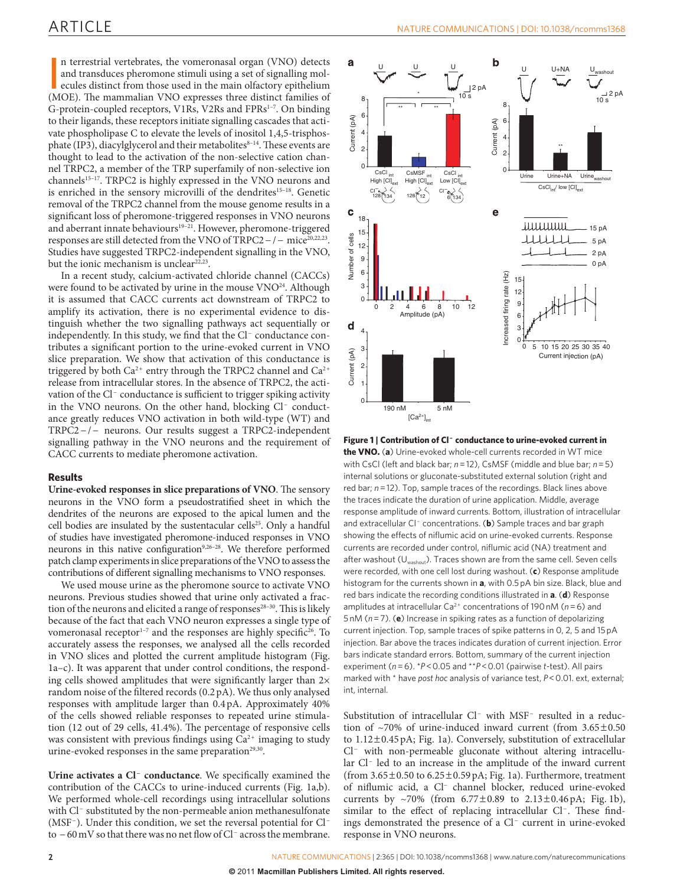In terrestrial vertebrates, the vomeronasal organ (VNO) detects and transduces pheromone stimuli using a set of signalling molecules distinct from those used in the main olfactory epithelium (MOE). The mammalian VNO expresses three distinct families of G-protein-coupled receptors, V1Rs, V2Rs and FPRs[1–7]. On binding to their ligands, these receptors initiate signalling cascades that activate phospholipase C to elevate the levels of inositol 1,4,5-trisphosphate (IP3), diacylglycerol and their metabolites[8–14]. These events are thought to lead to the activation of the non-selective cation channel TRPC2, a member of the TRP superfamily of non-selective ion channels[15–17]. TRPC2 is highly expressed in the VNO neurons and is enriched in the sensory microvilli of the dendrites[15–18]. Genetic removal of the TRPC2 channel from the mouse genome results in a significant loss of pheromone-triggered responses in VNO neurons and aberrant innate behaviours[19–21]. However, pheromone-triggered responses are still detected from the VNO of TRPC2−/− mice[20,22,23]. Studies have suggested TRPC2-independent signalling in the VNO, but the ionic mechanism is unclear[22,23].

In a recent study, calcium-activated chloride channel (CACCs) were found to be activated by urine in the mouse VNO[24]. Although it is assumed that CACC currents act downstream of TRPC2 to amplify its activation, there is no experimental evidence to distinguish whether the two signalling pathways act sequentially or independently. In this study, we find that the $Cl^-$ conductance contributes a significant portion to the urine-evoked current in VNO slice preparation. We show that activation of this conductance is triggered by both $Ca^{2+}$ entry through the TRPC2 channel and $Ca^{2+}$ release from intracellular stores. In the absence of TRPC2, the activation of the $Cl^-$ conductance is sufficient to trigger spiking activity in the VNO neurons. On the other hand, blocking $Cl^-$ conductance greatly reduces VNO activation in both wild-type (WT) and TRPC2−/− neurons. Our results suggest a TRPC2-independent signalling pathway in the VNO neurons and the requirement of CACC currents to mediate pheromone activation.

## Results

**Urine-evoked responses in slice preparations of VNO.** The sensory neurons in the VNO form a pseudostratified sheet in which the dendrites of the neurons are exposed to the apical lumen and the cell bodies are insulated by the sustentacular cells[25]. Only a handful of studies have investigated pheromone-induced responses in VNO neurons in this native configuration[9,26–28]. We therefore performed patch clamp experiments in slice preparations of the VNO to assess the contributions of different signalling mechanisms to VNO responses.

We used mouse urine as the pheromone source to activate VNO neurons. Previous studies showed that urine only activated a fraction of the neurons and elicited a range of responses[28–30]. This is likely because of the fact that each VNO neuron expresses a single type of vomeronasal receptor[1–7] and the responses are highly specific[26]. To accurately assess the responses, we analysed all the cells recorded in VNO slices and plotted the current amplitude histogram (Fig. 1a–c). It was apparent that under control conditions, the responding cells showed amplitudes that were significantly larger than 2× random noise of the filtered records (0.2 pA). We thus only analysed responses with amplitude larger than 0.4 pA. Approximately 40% of the cells showed reliable responses to repeated urine stimulation (12 out of 29 cells, 41.4%). The percentage of responsive cells was consistent with previous findings using $Ca^{2+}$ imaging to study urine-evoked responses in the same preparation[29,30].

**Urine activates a $Cl^-$ conductance.** We specifically examined the contribution of the CACCs to urine-induced currents (Fig. 1a,b). We performed whole-cell recordings using intracellular solutions with $Cl^-$ substituted by the non-permeable anion methanesulfonate ($MSF^-$). Under this condition, we set the reversal potential for $Cl^-$ to −60 mV so that there was no net flow of $Cl^-$ across the membrane.

a
U
U
U
2 pA
10 s
Current (pA)
8
6
4
2
0
*
**
**
$CsCl_{int}$ High $[Cl]_{ext}$
$CsMSF_{int}$ High $[Cl]_{ext}$
$CsCl_{int}$ Low $[Cl]_{ext}$
$Cl^-$ 128 134
128 12
$Cl^-$ 6 134

b
U
U+NA
$U_{washout}$
2 pA
10 s
Current (pA)
8
6
4
2
0
**
Urine
Urine+NA
$Urine_{washout}$
$CsCl_{int}$/ low $[Cl]_{ext}$

c
Number of cells
18
15
12
9
6
3
0
0 2 4 6 8 10 12
Amplitude (pA)

d
Current (pA)
4
3
2
1
0
190 nM
5 nM
$[Ca^{2+}]_{int}$

e
15 pA
5 pA
2 pA
0 pA
Increased firing rate (Hz)
15
12
9
6
3
0
0 5 10 15 20 25 30 35 40
Current injection (pA)

**Figure 1 | Contribution of $Cl^-$ conductance to urine-evoked current in the VNO.** (**a**) Urine-evoked whole-cell currents recorded in WT mice with CsCl (left and black bar; $n$=12), CsMSF (middle and blue bar; $n$=5) internal solutions or gluconate-substituted external solution (right and red bar; $n$=12). Top, sample traces of the recordings. Black lines above the traces indicate the duration of urine application. Middle, average response amplitude of inward currents. Bottom, illustration of intracellular and extracellular $Cl^-$ concentrations. (**b**) Sample traces and bar graph showing the effects of niflumic acid on urine-evoked currents. Response currents are recorded under control, niflumic acid (NA) treatment and after washout ($U_{washout}$). Traces shown are from the same cell. Seven cells were recorded, with one cell lost during washout. (**c**) Response amplitude histogram for the currents shown in **a**, with 0.5 pA bin size. Black, blue and red bars indicate the recording conditions illustrated in **a**. (**d**) Response amplitudes at intracellular $Ca^{2+}$ concentrations of 190 nM ($n$=6) and 5 nM ($n$=7). (**e**) Increase in spiking rates as a function of depolarizing current injection. Top, sample traces of spike patterns in 0, 2, 5 and 15 pA injection. Bar above the traces indicates duration of current injection. Error bars indicate standard errors. Bottom, summary of the current injection experiment ($n$=6). *$P$<0.05 and **$P$<0.01 (pairwise $t$-test). All pairs marked with * have *post hoc* analysis of variance test, $P$<0.01. ext, external; int, internal.

Substitution of intracellular $Cl^-$ with $MSF^-$ resulted in a reduction of ~70% of urine-induced inward current (from 3.65±0.50 to 1.12±0.45 pA; Fig. 1a). Conversely, substitution of extracellular $Cl^-$ with non-permeable gluconate without altering intracellular $Cl^-$ led to an increase in the amplitude of the inward current (from 3.65±0.50 to 6.25±0.59 pA; Fig. 1a). Furthermore, treatment of niflumic acid, a $Cl^-$ channel blocker, reduced urine-evoked currents by ~70% (from 6.77±0.89 to 2.13±0.46 pA; Fig. 1b), similar to the effect of replacing intracellular $Cl^-$. These findings demonstrated the presence of a $Cl^-$ current in urine-evoked response in VNO neurons.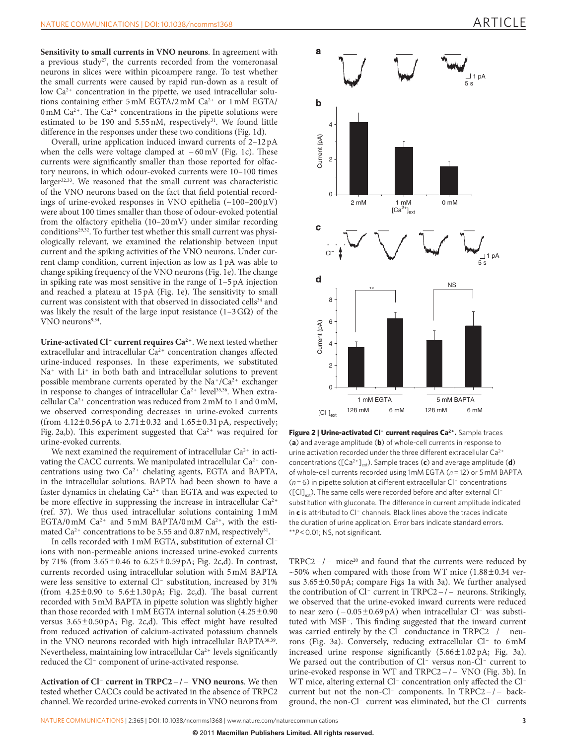**Sensitivity to small currents in VNO neurons**. In agreement with a previous study[27], the currents recorded from the vomeronasal neurons in slices were within picoampere range. To test whether the small currents were caused by rapid run-down as a result of low $Ca^{2+}$ concentration in the pipette, we used intracellular solutions containing either 5 mM EGTA/2 mM $Ca^{2+}$ or 1 mM EGTA/0 mM $Ca^{2+}$. The $Ca^{2+}$ concentrations in the pipette solutions were estimated to be 190 and 5.55 nM, respectively[31]. We found little difference in the responses under these two conditions (Fig. 1d).

Overall, urine application induced inward currents of 2–12 pA when the cells were voltage clamped at −60 mV (Fig. 1c). These currents were significantly smaller than those reported for olfactory neurons, in which odour-evoked currents were 10–100 times larger[32,33]. We reasoned that the small current was characteristic of the VNO neurons based on the fact that field potential recordings of urine-evoked responses in VNO epithelia (~100–200 μV) were about 100 times smaller than those of odour-evoked potential from the olfactory epithelia (10–20 mV) under similar recording conditions[29,32]. To further test whether this small current was physiologically relevant, we examined the relationship between input current and the spiking activities of the VNO neurons. Under current clamp condition, current injection as low as 1 pA was able to change spiking frequency of the VNO neurons (Fig. 1e). The change in spiking rate was most sensitive in the range of 1–5 pA injection and reached a plateau at 15 pA (Fig. 1e). The sensitivity to small current was consistent with that observed in dissociated cells[34] and was likely the result of the large input resistance (1–3 GΩ) of the VNO neurons[9,34].

**Urine-activated $Cl^-$ current requires $Ca^{2+}$**. We next tested whether extracellular and intracellular $Ca^{2+}$ concentration changes affected urine-induced responses. In these experiments, we substituted $Na^+$ with $Li^+$ in both bath and intracellular solutions to prevent possible membrane currents operated by the $Na^+/Ca^{2+}$ exchanger in response to changes of intracellular $Ca^{2+}$ level[35,36]. When extracellular $Ca^{2+}$ concentration was reduced from 2 mM to 1 and 0 mM, we observed corresponding decreases in urine-evoked currents (from 4.12 ± 0.56 pA to 2.71 ± 0.32 and 1.65 ± 0.31 pA, respectively; Fig. 2a,b). This experiment suggested that $Ca^{2+}$ was required for urine-evoked currents.

We next examined the requirement of intracellular $Ca^{2+}$ in activating the CACC currents. We manipulated intracellular $Ca^{2+}$ concentrations using two $Ca^{2+}$ chelating agents, EGTA and BAPTA, in the intracellular solutions. BAPTA had been shown to have a faster dynamics in chelating $Ca^{2+}$ than EGTA and was expected to be more effective in suppressing the increase in intracellular $Ca^{2+}$ (ref. 37). We thus used intracellular solutions containing 1 mM EGTA/0 mM $Ca^{2+}$ and 5 mM BAPTA/0 mM $Ca^{2+}$, with the estimated $Ca^{2+}$ concentrations to be 5.55 and 0.87 nM, respectively[31].

In cells recorded with 1 mM EGTA, substitution of external $Cl^-$ ions with non-permeable anions increased urine-evoked currents by 71% (from 3.65 ± 0.46 to 6.25 ± 0.59 pA; Fig. 2c,d). In contrast, currents recorded using intracellular solution with 5 mM BAPTA were less sensitive to external $Cl^-$ substitution, increased by 31% (from 4.25 ± 0.90 to 5.6 ± 1.30 pA; Fig. 2c,d). The basal current recorded with 5 mM BAPTA in pipette solution was slightly higher than those recorded with 1 mM EGTA internal solution (4.25 ± 0.90 versus 3.65 ± 0.50 pA; Fig. 2c,d). This effect might have resulted from reduced activation of calcium-activated potassium channels in the VNO neurons recorded with high intracellular BAPTA[38,39]. Nevertheless, maintaining low intracellular $Ca^{2+}$ levels significantly reduced the $Cl^-$ component of urine-activated response.

**Activation of $Cl^-$ current in TRPC2−/− VNO neurons**. We then tested whether CACCs could be activated in the absence of TRPC2 channel. We recorded urine-evoked currents in VNO neurons from TRPC2−/− mice[20] and found that the currents were reduced by ~50% when compared with those from WT mice (1.88 ± 0.34 versus 3.65 ± 0.50 pA; compare Figs 1a with 3a). We further analysed the contribution of $Cl^-$ current in TRPC2−/− neurons. Strikingly, we observed that the urine-evoked inward currents were reduced to near zero (−0.05 ± 0.69 pA) when intracellular $Cl^-$ was substituted with $MSF^-$. This finding suggested that the inward current was carried entirely by the $Cl^-$ conductance in TRPC2−/− neurons (Fig. 3a). Conversely, reducing extracellular $Cl^-$ to 6 mM increased urine response significantly (5.66 ± 1.02 pA; Fig. 3a). We parsed out the contribution of $Cl^-$ versus non-$Cl^-$ current to urine-evoked response in WT and TRPC2−/− VNO (Fig. 3b). In WT mice, altering external $Cl^-$ concentration only affected the $Cl^-$ current but not the non-$Cl^-$ components. In TRPC2−/− background, the non-$Cl^-$ current was eliminated, but the $Cl^-$ currents

a

1 pA
5 s

b

Current (pA)
4
2
0
2 mM
1 mM
0 mM
$[Ca^{2+}]_{ext}$

c

$Cl^-$
1 pA
5 s

d

**
NS
Current (pA)
8
6
4
2
0
1 mM EGTA
5 mM BAPTA
$[Cl^-]_{ext}$
128 mM
6 mM
128 mM
6 mM

**Figure 2 | Urine-activated $Cl^-$ current requires $Ca^{2+}$.** Sample traces (**a**) and average amplitude (**b**) of whole-cell currents in response to urine activation recorded under the three different extracellular $Ca^{2+}$ concentrations ($[Ca^{2+}]_{ext}$). Sample traces (**c**) and average amplitude (**d**) of whole-cell currents recorded using 1mM EGTA ($n$ = 12) or 5 mM BAPTA ($n$ = 6) in pipette solution at different extracellular $Cl^-$ concentrations ($[Cl]_{ext}$). The same cells were recorded before and after external $Cl^-$ substitution with gluconate. The difference in current amplitude indicated in **c** is attributed to $Cl^-$ channels. Black lines above the traces indicate the duration of urine application. Error bars indicate standard errors. **$P$ < 0.01; NS, not significant.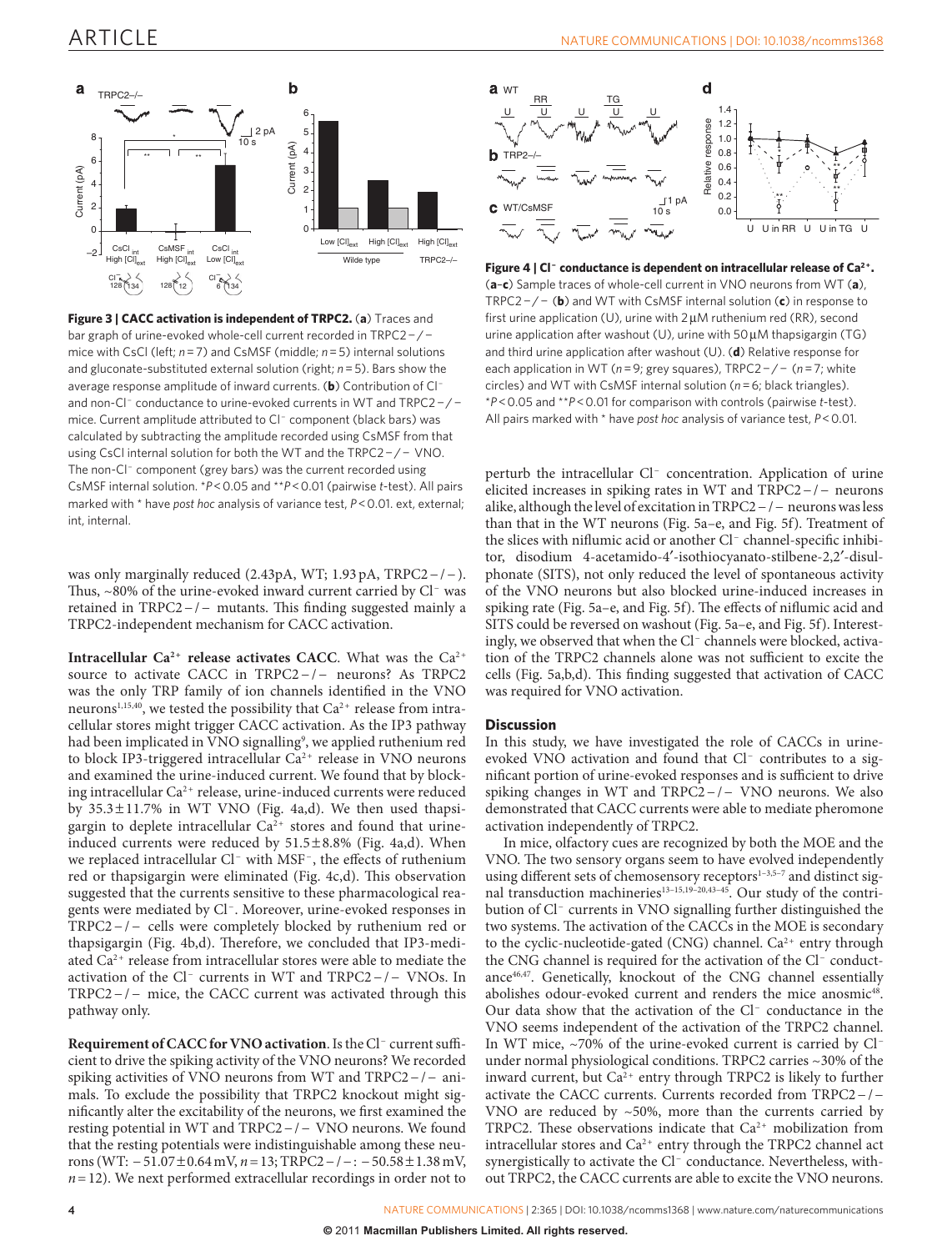**Figure 3 | CACC activation is independent of TRPC2.** (**a**) Traces and bar graph of urine-evoked whole-cell current recorded in TRPC2 −/− mice with CsCl (left; $n = 7$) and CsMSF (middle; $n = 5$) internal solutions and gluconate-substituted external solution (right; $n = 5$). Bars show the average response amplitude of inward currents. (**b**) Contribution of $Cl^-$ and non-$Cl^-$ conductance to urine-evoked currents in WT and TRPC2 −/− mice. Current amplitude attributed to $Cl^-$ component (black bars) was calculated by subtracting the amplitude recorded using CsMSF from that using CsCl internal solution for both the WT and the TRPC2 −/− VNO. The non-$Cl^-$ component (grey bars) was the current recorded using CsMSF internal solution. *$P < 0.05$ and **$P < 0.01$ (pairwise $t$-test). All pairs marked with * have *post hoc* analysis of variance test, $P < 0.01$. ext, external; int, internal.

**Figure 4 | $Cl^-$ conductance is dependent on intracellular release of $Ca^{2+}$.** (**a**–**c**) Sample traces of whole-cell current in VNO neurons from WT (**a**), TRPC2 −/− (**b**) and WT with CsMSF internal solution (**c**) in response to first urine application (U), urine with 2 μM ruthenium red (RR), second urine application after washout (U), urine with 50 μM thapsigargin (TG) and third urine application after washout (U). (**d**) Relative response for each application in WT ($n = 9$; grey squares), TRPC2 −/− ($n = 7$; white circles) and WT with CsMSF internal solution ($n = 6$; black triangles). *$P < 0.05$ and **$P < 0.01$ for comparison with controls (pairwise $t$-test). All pairs marked with * have *post hoc* analysis of variance test, $P < 0.01$.

was only marginally reduced (2.43pA, WT; 1.93 pA, TRPC2 −/−). Thus, ~80% of the urine-evoked inward current carried by $Cl^-$ was retained in TRPC2 −/− mutants. This finding suggested mainly a TRPC2-independent mechanism for CACC activation.

**Intracellular $Ca^{2+}$ release activates CACC.** What was the $Ca^{2+}$ source to activate CACC in TRPC2 −/− neurons? As TRPC2 was the only TRP family of ion channels identified in the VNO neurons[1,15,40], we tested the possibility that $Ca^{2+}$ release from intracellular stores might trigger CACC activation. As the IP3 pathway had been implicated in VNO signalling[9], we applied ruthenium red to block IP3-triggered intracellular $Ca^{2+}$ release in VNO neurons and examined the urine-induced current. We found that by blocking intracellular $Ca^{2+}$ release, urine-induced currents were reduced by 35.3 ± 11.7% in WT VNO (Fig. 4a,d). We then used thapsigargin to deplete intracellular $Ca^{2+}$ stores and found that urine-induced currents were reduced by 51.5 ± 8.8% (Fig. 4a,d). When we replaced intracellular $Cl^-$ with $MSF^-$, the effects of ruthenium red or thapsigargin were eliminated (Fig. 4c,d). This observation suggested that the currents sensitive to these pharmacological reagents were mediated by $Cl^-$. Moreover, urine-evoked responses in TRPC2 −/− cells were completely blocked by ruthenium red or thapsigargin (Fig. 4b,d). Therefore, we concluded that IP3-mediated $Ca^{2+}$ release from intracellular stores were able to mediate the activation of the $Cl^-$ currents in WT and TRPC2 −/− VNOs. In TRPC2 −/− mice, the CACC current was activated through this pathway only.

**Requirement of CACC for VNO activation.** Is the $Cl^-$ current sufficient to drive the spiking activity of the VNO neurons? We recorded spiking activities of VNO neurons from WT and TRPC2 −/− animals. To exclude the possibility that TRPC2 knockout might significantly alter the excitability of the neurons, we first examined the resting potential in WT and TRPC2 −/− VNO neurons. We found that the resting potentials were indistinguishable among these neurons (WT: −51.07 ± 0.64 mV, $n = 13$; TRPC2 −/−: −50.58 ± 1.38 mV, $n = 12$). We next performed extracellular recordings in order not to perturb the intracellular $Cl^-$ concentration. Application of urine elicited increases in spiking rates in WT and TRPC2 −/− neurons alike, although the level of excitation in TRPC2 −/− neurons was less than that in the WT neurons (Fig. 5a–e, and Fig. 5f). Treatment of the slices with niflumic acid or another $Cl^-$ channel-specific inhibitor, disodium 4-acetamido-4′-isothiocyanato-stilbene-2,2′-disulphonate (SITS), not only reduced the level of spontaneous activity of the VNO neurons but also blocked urine-induced increases in spiking rate (Fig. 5a–e, and Fig. 5f). The effects of niflumic acid and SITS could be reversed on washout (Fig. 5a–e, and Fig. 5f). Interestingly, we observed that when the $Cl^-$ channels were blocked, activation of the TRPC2 channels alone was not sufficient to excite the cells (Fig. 5a,b,d). This finding suggested that activation of CACC was required for VNO activation.

## Discussion

In this study, we have investigated the role of CACCs in urine-evoked VNO activation and found that $Cl^-$ contributes to a significant portion of urine-evoked responses and is sufficient to drive spiking changes in WT and TRPC2 −/− VNO neurons. We also demonstrated that CACC currents were able to mediate pheromone activation independently of TRPC2.

In mice, olfactory cues are recognized by both the MOE and the VNO. The two sensory organs seem to have evolved independently using different sets of chemosensory receptors[1–3,5–7] and distinct signal transduction machineries[13–15,19–20,43–45]. Our study of the contribution of $Cl^-$ currents in VNO signalling further distinguished the two systems. The activation of the CACCs in the MOE is secondary to the cyclic-nucleotide-gated (CNG) channel. $Ca^{2+}$ entry through the CNG channel is required for the activation of the $Cl^-$ conductance[46,47]. Genetically, knockout of the CNG channel essentially abolishes odour-evoked current and renders the mice anosmic[48]. Our data show that the activation of the $Cl^-$ conductance in the VNO seems independent of the activation of the TRPC2 channel. In WT mice, ~70% of the urine-evoked current is carried by $Cl^-$ under normal physiological conditions. TRPC2 carries ~30% of the inward current, but $Ca^{2+}$ entry through TRPC2 is likely to further activate the CACC currents. Currents recorded from TRPC2 −/− VNO are reduced by ~50%, more than the currents carried by TRPC2. These observations indicate that $Ca^{2+}$ mobilization from intracellular stores and $Ca^{2+}$ entry through the TRPC2 channel act synergistically to activate the $Cl^-$ conductance. Nevertheless, without TRPC2, the CACC currents are able to excite the VNO neurons.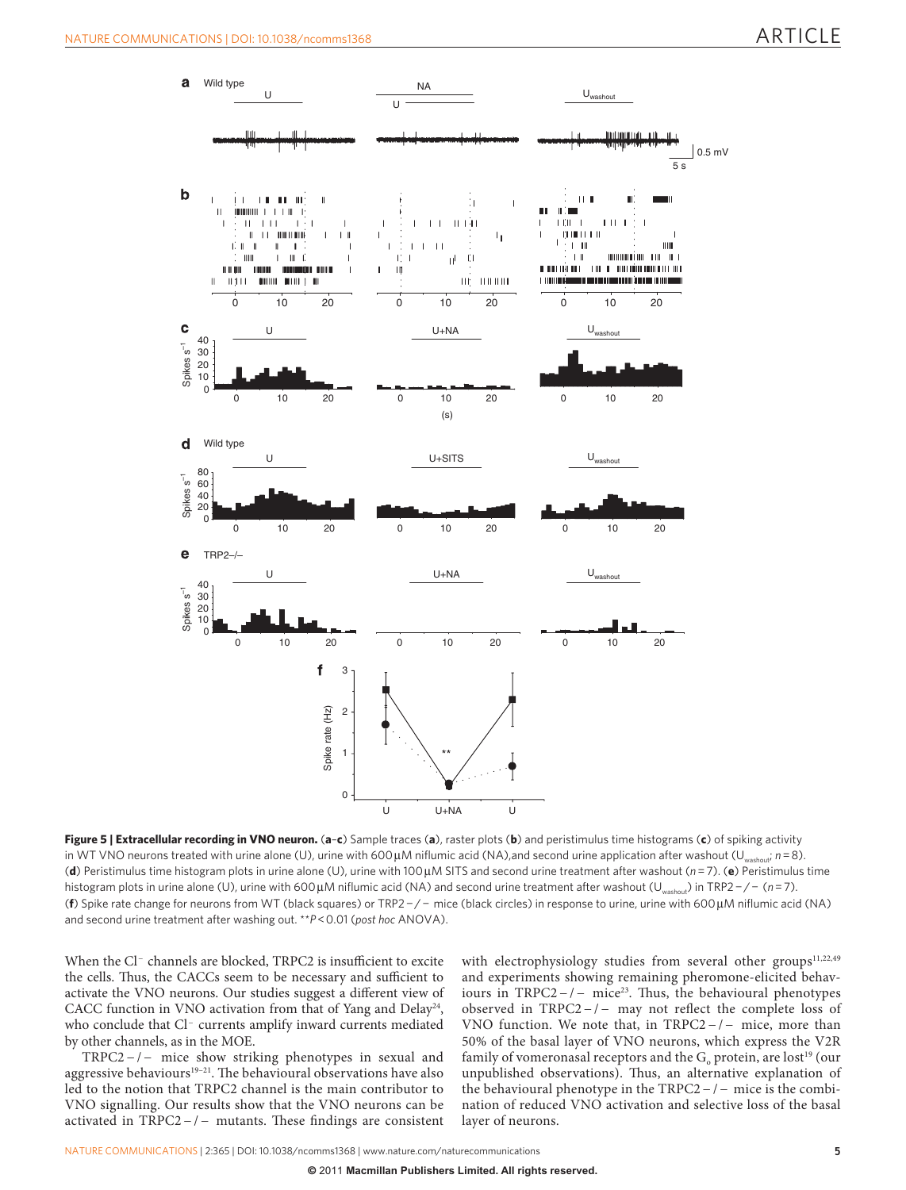a Wild type

U

NA

U

U$_{washout}$

0.5 mV

5 s

b

0 10 20

0 10 20

0 10 20

c

U

U+NA

U$_{washout}$

Spikes s$^{-1}$

40

30

20

10

0

0 10 20

0 10 20

(s)

0 10 20

d Wild type

U

U+SITS

U$_{washout}$

Spikes s$^{-1}$

80

60

40

20

0

0 10 20

0 10 20

0 10 20

e TRP2–/–

U

U+NA

U$_{washout}$

Spikes s$^{-1}$

40

30

20

10

0

0 10 20

0 10 20

0 10 20

f

Spike rate (Hz)

3

2

1

0

**

U U+NA U

**Figure 5 | Extracellular recording in VNO neuron.** (**a**–**c**) Sample traces (**a**), raster plots (**b**) and peristimulus time histograms (**c**) of spiking activity in WT VNO neurons treated with urine alone (U), urine with 600 µM niflumic acid (NA),and second urine application after washout (U$_{washout}$; $n = 8$). (**d**) Peristimulus time histogram plots in urine alone (U), urine with 100 µM SITS and second urine treatment after washout ($n = 7$). (**e**) Peristimulus time histogram plots in urine alone (U), urine with 600 µM niflumic acid (NA) and second urine treatment after washout (U$_{washout}$) in TRP2 −/− ($n = 7$). (**f**) Spike rate change for neurons from WT (black squares) or TRP2 −/− mice (black circles) in response to urine, urine with 600 µM niflumic acid (NA) and second urine treatment after washing out. **$P < 0.01$ (*post hoc* ANOVA).

When the $Cl^-$ channels are blocked, TRPC2 is insufficient to excite the cells. Thus, the CACCs seem to be necessary and sufficient to activate the VNO neurons. Our studies suggest a different view of CACC function in VNO activation from that of Yang and Delay[24], who conclude that $Cl^-$ currents amplify inward currents mediated by other channels, as in the MOE.

TRPC2 −/− mice show striking phenotypes in sexual and aggressive behaviours[19–21]. The behavioural observations have also led to the notion that TRPC2 channel is the main contributor to VNO signalling. Our results show that the VNO neurons can be activated in TRPC2 −/− mutants. These findings are consistent with electrophysiology studies from several other groups[11,22,49] and experiments showing remaining pheromone-elicited behaviours in TRPC2 −/− mice[23]. Thus, the behavioural phenotypes observed in TRPC2 −/− may not reflect the complete loss of VNO function. We note that, in TRPC2 −/− mice, more than 50% of the basal layer of VNO neurons, which express the V2R family of vomeronasal receptors and the $G_o$ protein, are lost[19] (our unpublished observations). Thus, an alternative explanation of the behavioural phenotype in the TRPC2 −/− mice is the combination of reduced VNO activation and selective loss of the basal layer of neurons.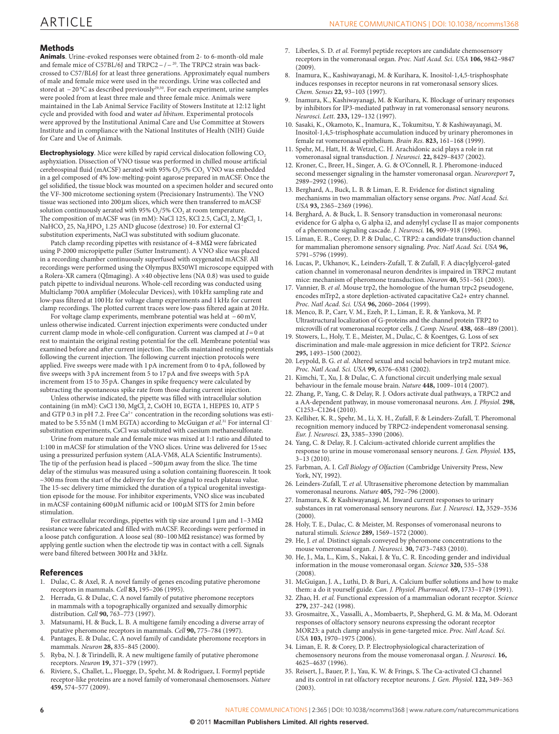## Methods

**Animals**. Urine-evoked responses were obtained from 2- to 6-month-old male and female mice of C57BL/6J and TRPC2 – / – [20]. The TRPC2 strain was back-crossed to C57/BL6J for at least three generations. Approximately equal numbers of male and female mice were used in the recordings. Urine was collected and stored at −20 °C as described previously[29,30]. For each experiment, urine samples were pooled from at least three male and three female mice. Animals were maintained in the Lab Animal Service Facility of Stowers Institute at 12:12 light cycle and provided with food and water *ad libitum*. Experimental protocols were approved by the Institutional Animal Care and Use Committee at Stowers Institute and in compliance with the National Institutes of Health (NIH) Guide for Care and Use of Animals.

**Electrophysiology**. Mice were killed by rapid cervical dislocation following $CO_2$ asphyxiation. Dissection of VNO tissue was performed in chilled mouse artificial cerebrospinal fluid (mACSF) aerated with 95% $O_2$/5% $CO_2$. VNO was embedded in a gel composed of 4% low-melting-point agarose prepared in mACSF. Once the gel solidified, the tissue block was mounted on a specimen holder and secured onto the VF-300 microtome sectioning system (Precisionary Instruments). The VNO tissue was sectioned into 200 µm slices, which were then transferred to mACSF solution continuously aerated with 95% $O_2$/5% $CO_2$ at room temperature. The composition of mACSF was (in mM): NaCl 125, KCl 2.5, $CaCl_2$ 2, $MgCl_2$ 1, $NaHCO_3$ 25, $Na_2HPO_4$ 1.25 AND glucose (dextrose) 10. For external $Cl^-$ substitution experiments, NaCl was substituted with sodium gluconate.

Patch clamp recording pipettes with resistance of 4–8 MΩ were fabricated using P-2000 micropipette puller (Sutter Instrument). A VNO slice was placed in a recording chamber continuously superfused with oxygenated mACSF. All recordings were performed using the Olympus BX50WI microscope equipped with a Rolera-XR camera (QImaging). A ×40 objective lens (NA 0.8) was used to guide patch pipette to individual neurons. Whole-cell recording was conducted using Multiclamp 700A amplifier (Molecular Devices), with 10 kHz sampling rate and low-pass filtered at 100 Hz for voltage clamp experiments and 1 kHz for current clamp recordings. The plotted current traces were low-pass filtered again at 20 Hz.

For voltage clamp experiments, membrane potential was held at −60 mV, unless otherwise indicated. Current injection experiments were conducted under current clamp mode in whole-cell configuration. Current was clamped at $I = 0$ at rest to maintain the original resting potential for the cell. Membrane potential was examined before and after current injection. The cells maintained resting potentials following the current injection. The following current injection protocols were applied. Five sweeps were made with 1 pA increment from 0 to 4 pA, followed by five sweeps with 3 pA increment from 5 to 17 pA and five sweeps with 5 pA increment from 15 to 35 pA. Changes in spike frequency were calculated by subtracting the spontaneous spike rate from those during current injection.

Unless otherwise indicated, the pipette was filled with intracellular solution containing (in mM): CsCl 130, $MgCl_2$ 2, CsOH 10, EGTA 1, HEPES 10, ATP 5 and GTP 0.3 in pH 7.2. Free $Ca^{2+}$ concentration in the recording solutions was estimated to be 5.55 nM (1 mM EGTA) according to McGuigan *et al.*[31] For internal $Cl^-$ substitution experiments, CsCl was substituted with caesium methanesulfonate.

Urine from mature male and female mice was mixed at 1:1 ratio and diluted to 1:100 in mACSF for stimulation of the VNO slices. Urine was delivered for 15 sec using a pressurized perfusion system (ALA-VM8, ALA Scientific Instruments). The tip of the perfusion head is placed ~500 µm away from the slice. The time delay of the stimulus was measured using a solution containing fluorescein. It took ~300 ms from the start of the delivery for the dye signal to reach plateau value. The 15-sec delivery time mimicked the duration of a typical urogenital investigation episode for the mouse. For inhibitor experiments, VNO slice was incubated in mACSF containing 600 µM niflumic acid or 100 µM SITS for 2 min before stimulation.

For extracellular recordings, pipettes with tip size around 1 µm and 1–3 MΩ resistance were fabricated and filled with mACSF. Recordings were performed in a loose patch configuration. A loose seal (80–100 MΩ resistance) was formed by applying gentle suction when the electrode tip was in contact with a cell. Signals were band filtered between 300 Hz and 3 kHz.

## References

1. Dulac, C. & Axel, R. A novel family of genes encoding putative pheromone receptors in mammals. *Cell* **83,** 195–206 (1995).
2. Herrada, G. & Dulac, C. A novel family of putative pheromone receptors in mammals with a topographically organized and sexually dimorphic distribution. *Cell* **90,** 763–773 (1997).
3. Matsunami, H. & Buck, L. B. A multigene family encoding a diverse array of putative pheromone receptors in mammals. *Cell* **90,** 775–784 (1997).
4. Pantages, E. & Dulac, C. A novel family of candidate pheromone receptors in mammals. *Neuron* **28,** 835–845 (2000).
5. Ryba, N. J. & Tirindelli, R. A new multigene family of putative pheromone receptors. *Neuron* **19,** 371–379 (1997).
6. Riviere, S., Challet, L., Fluegge, D., Spehr, M. & Rodriguez, I. Formyl peptide receptor-like proteins are a novel family of vomeronasal chemosensors. *Nature* **459,** 574–577 (2009).
7. Liberles, S. D. *et al.* Formyl peptide receptors are candidate chemosensory receptors in the vomeronasal organ. *Proc. Natl Acad. Sci. USA* **106,** 9842–9847 (2009).
8. Inamura, K., Kashiwayanagi, M. & Kurihara, K. Inositol-1,4,5-trisphosphate induces responses in receptor neurons in rat vomeronasal sensory slices. *Chem. Senses* **22,** 93–103 (1997).
9. Inamura, K., Kashiwayanagi, M. & Kurihara, K. Blockage of urinary responses by inhibitors for IP3-mediated pathway in rat vomeronasal sensory neurons. *Neurosci. Lett.* **233,** 129–132 (1997).
10. Sasaki, K., Okamoto, K., Inamura, K., Tokumitsu, Y. & Kashiwayanagi, M. Inositol-1,4,5-trisphosphate accumulation induced by urinary pheromones in female rat vomeronasal epithelium. *Brain Res.* **823,** 161–168 (1999).
11. Spehr, M., Hatt, H. & Wetzel, C. H. Arachidonic acid plays a role in rat vomeronasal signal transduction. *J. Neurosci.* **22,** 8429–8437 (2002).
12. Kroner, C., Breer, H., Singer, A. G. & O'Connell, R. J. Pheromone-induced second messenger signaling in the hamster vomeronasal organ. *Neuroreport* **7,** 2989–2992 (1996).
13. Berghard, A., Buck, L. B. & Liman, E. R. Evidence for distinct signaling mechanisms in two mammalian olfactory sense organs. *Proc. Natl Acad. Sci. USA* **93,** 2365–2369 (1996).
14. Berghard, A. & Buck, L. B. Sensory transduction in vomeronasal neurons: evidence for G alpha o, G alpha i2, and adenylyl cyclase II as major components of a pheromone signaling cascade. *J. Neurosci.* **16,** 909–918 (1996).
15. Liman, E. R., Corey, D. P. & Dulac, C. TRP2: a candidate transduction channel for mammalian pheromone sensory signaling. *Proc. Natl Acad. Sci. USA* **96,** 5791–5796 (1999).
16. Lucas, P., Ukhanov, K., Leinders-Zufall, T. & Zufall, F. A diacylglycerol-gated cation channel in vomeronasal neuron dendrites is impaired in TRPC2 mutant mice: mechanism of pheromone transduction. *Neuron* **40,** 551–561 (2003).
17. Vannier, B. *et al.* Mouse trp2, the homologue of the human trpc2 pseudogene, encodes mTrp2, a store depletion-activated capacitative Ca2+ entry channel. *Proc. Natl Acad. Sci. USA* **96,** 2060–2064 (1999).
18. Menco, B. P., Carr, V. M., Ezeh, P. I., Liman, E. R. & Yankova, M. P. Ultrastructural localization of G-proteins and the channel protein TRP2 to microvilli of rat vomeronasal receptor cells. *J. Comp. Neurol.* **438,** 468–489 (2001).
19. Stowers, L., Holy, T. E., Meister, M., Dulac, C. & Koentges, G. Loss of sex discrimination and male-male aggression in mice deficient for TRP2. *Science* **295,** 1493–1500 (2002).
20. Leypold, B. G. *et al.* Altered sexual and social behaviors in trp2 mutant mice. *Proc. Natl Acad. Sci. USA* **99,** 6376–6381 (2002).
21. Kimchi, T., Xu, J. & Dulac, C. A functional circuit underlying male sexual behaviour in the female mouse brain. *Nature* **448,** 1009–1014 (2007).
22. Zhang, P., Yang, C. & Delay, R. J. Odors activate dual pathways, a TRPC2 and a AA-dependent pathway, in mouse vomeronasal neurons. *Am. J. Physiol.* **298,** C1253–C1264 (2010).
23. Kelliher, K. R., Spehr, M., Li, X. H., Zufall, F. & Leinders-Zufall, T. Pheromonal recognition memory induced by TRPC2-independent vomeronasal sensing. *Eur. J. Neurosci.* **23,** 3385–3390 (2006).
24. Yang, C. & Delay, R. J. Calcium-activated chloride current amplifies the response to urine in mouse vomeronasal sensory neurons. *J. Gen. Physiol.* **135,** 3–13 (2010).
25. Farbman, A. I. *Cell Biology of Olfaction* (Cambridge University Press, New York, NY, 1992).
26. Leinders-Zufall, T. *et al.* Ultrasensitive pheromone detection by mammalian vomeronasal neurons. *Nature* **405,** 792–796 (2000).
27. Inamura, K. & Kashiwayanagi, M. Inward current responses to urinary substances in rat vomeronasal sensory neurons. *Eur. J. Neurosci.* **12,** 3529–3536 (2000).
28. Holy, T. E., Dulac, C. & Meister, M. Responses of vomeronasal neurons to natural stimuli. *Science* **289,** 1569–1572 (2000).
29. He, J. *et al.* Distinct signals conveyed by pheromone concentrations to the mouse vomeronasal organ. *J. Neurosci.* **30,** 7473–7483 (2010).
30. He, J., Ma, L., Kim, S., Nakai, J. & Yu, C. R. Encoding gender and individual information in the mouse vomeronasal organ. *Science* **320,** 535–538 (2008).
31. McGuigan, J. A., Luthi, D. & Buri, A. Calcium buffer solutions and how to make them: a do it yourself guide. *Can. J. Physiol. Pharmacol.* **69,** 1733–1749 (1991).
32. Zhao, H. *et al.* Functional expression of a mammalian odorant receptor. *Science* **279,** 237–242 (1998).
33. Grosmaitre, X., Vassalli, A., Mombaerts, P., Shepherd, G. M. & Ma, M. Odorant responses of olfactory sensory neurons expressing the odorant receptor MOR23: a patch clamp analysis in gene-targeted mice. *Proc. Natl Acad. Sci. USA* **103,** 1970–1975 (2006).
34. Liman, E. R. & Corey, D. P. Electrophysiological characterization of chemosensory neurons from the mouse vomeronasal organ. *J. Neurosci.* **16,** 4625–4637 (1996).
35. Reisert, J., Bauer, P. J., Yau, K. W. & Frings, S. The Ca-activated Cl channel and its control in rat olfactory receptor neurons. *J. Gen. Physiol.* **122,** 349–363 (2003).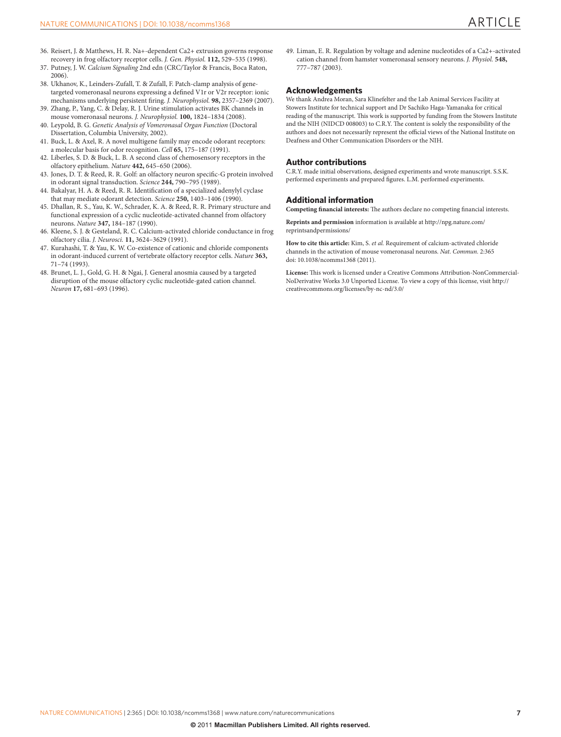36. Reisert, J. & Matthews, H. R. Na+-dependent Ca2+ extrusion governs response recovery in frog olfactory receptor cells. *J. Gen. Physiol.* **112,** 529–535 (1998).
37. Putney, J. W. *Calcium Signaling* 2nd edn (CRC/Taylor & Francis, Boca Raton, 2006).
38. Ukhanov, K., Leinders-Zufall, T. & Zufall, F. Patch-clamp analysis of gene-targeted vomeronasal neurons expressing a defined V1r or V2r receptor: ionic mechanisms underlying persistent firing. *J. Neurophysiol.* **98,** 2357–2369 (2007).
39. Zhang, P., Yang, C. & Delay, R. J. Urine stimulation activates BK channels in mouse vomeronasal neurons. *J. Neurophysiol.* **100,** 1824–1834 (2008).
40. Leypold, B. G. *Genetic Analysis of Vomeronasal Organ Function* (Doctoral Dissertation, Columbia University, 2002).
41. Buck, L. & Axel, R. A novel multigene family may encode odorant receptors: a molecular basis for odor recognition. *Cell* **65,** 175–187 (1991).
42. Liberles, S. D. & Buck, L. B. A second class of chemosensory receptors in the olfactory epithelium. *Nature* **442,** 645–650 (2006).
43. Jones, D. T. & Reed, R. R. Golf: an olfactory neuron specific-G protein involved in odorant signal transduction. *Science* **244,** 790–795 (1989).
44. Bakalyar, H. A. & Reed, R. R. Identification of a specialized adenylyl cyclase that may mediate odorant detection. *Science* **250,** 1403–1406 (1990).
45. Dhallan, R. S., Yau, K. W., Schrader, K. A. & Reed, R. R. Primary structure and functional expression of a cyclic nucleotide-activated channel from olfactory neurons. *Nature* **347,** 184–187 (1990).
46. Kleene, S. J. & Gesteland, R. C. Calcium-activated chloride conductance in frog olfactory cilia. *J. Neurosci.* **11,** 3624–3629 (1991).
47. Kurahashi, T. & Yau, K. W. Co-existence of cationic and chloride components in odorant-induced current of vertebrate olfactory receptor cells. *Nature* **363,** 71–74 (1993).
48. Brunet, L. J., Gold, G. H. & Ngai, J. General anosmia caused by a targeted disruption of the mouse olfactory cyclic nucleotide-gated cation channel. *Neuron* **17,** 681–693 (1996).
49. Liman, E. R. Regulation by voltage and adenine nucleotides of a Ca2+-activated cation channel from hamster vomeronasal sensory neurons. *J. Physiol.* **548,** 777–787 (2003).

## Acknowledgements

We thank Andrea Moran, Sara Klinefelter and the Lab Animal Services Facility at Stowers Institute for technical support and Dr Sachiko Haga-Yamanaka for critical reading of the manuscript. This work is supported by funding from the Stowers Institute and the NIH (NIDCD 008003) to C.R.Y. The content is solely the responsibility of the authors and does not necessarily represent the official views of the National Institute on Deafness and Other Communication Disorders or the NIH.

## Author contributions

C.R.Y. made initial observations, designed experiments and wrote manuscript. S.S.K. performed experiments and prepared figures. L.M. performed experiments.

## Additional information

**Competing financial interests:** The authors declare no competing financial interests.

**Reprints and permission** information is available at http://npg.nature.com/reprintsandpermissions/

**How to cite this article:** Kim, S. *et al.* Requirement of calcium-activated chloride channels in the activation of mouse vomeronasal neurons. *Nat. Commun.* 2:365 doi: 10.1038/ncomms1368 (2011).

**License:** This work is licensed under a Creative Commons Attribution-NonCommercial-NoDerivative Works 3.0 Unported License. To view a copy of this license, visit http://creativecommons.org/licenses/by-nc-nd/3.0/